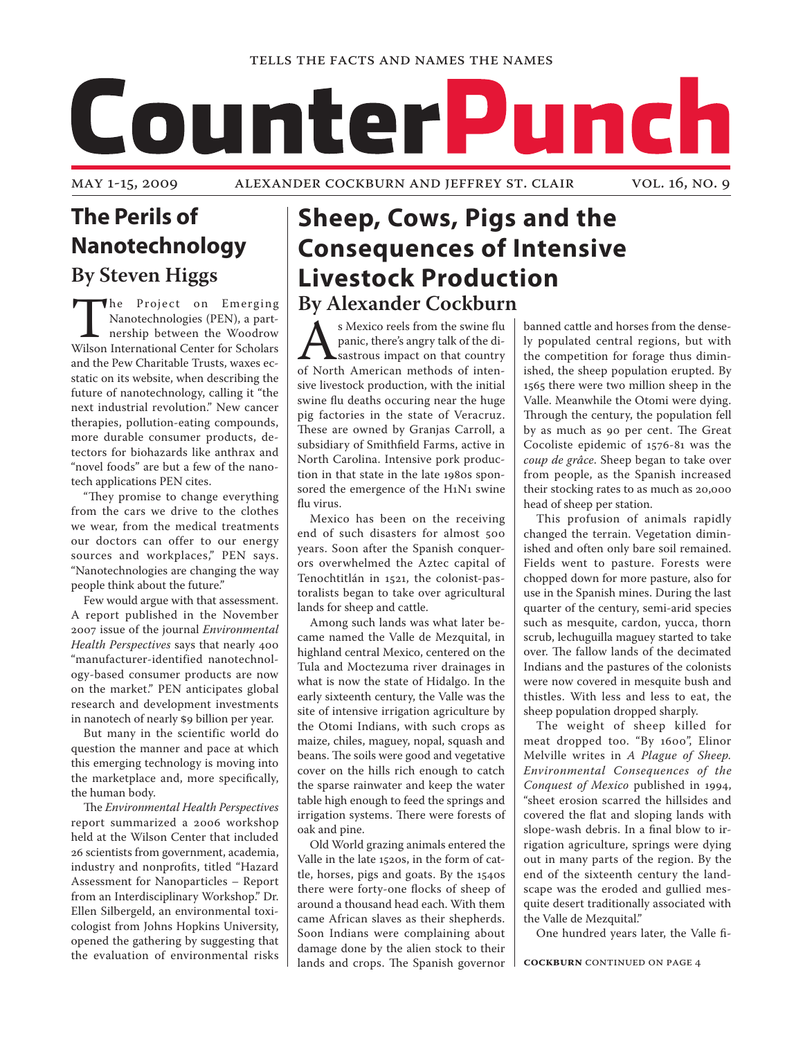TELLS THE FACTS AND NAMES THE NAMES

# CounterPunch

MAY 1-15, 2009 ALEXANDER COCKBURN AND JEFFREY ST. CLAIR VOL. 16, NO. 9

## The Perils of Nanotechnology

### By Steven Higgs

The Project on Emerging Nanotechnologies (PEN), a partnership between the Woodrow Wilson International Center for Scholars and the Pew Charitable Trusts, waxes ecstatic on its website, when describing the future of nanotechnology, calling it "the next industrial revolution." New cancer therapies, pollution-eating compounds, more durable consumer products, detectors for biohazards like anthrax and "novel foods" are but a few of the nanotech applications PEN cites.

"They promise to change everything from the cars we drive to the clothes we wear, from the medical treatments our doctors can offer to our energy sources and workplaces," PEN says. "Nanotechnologies are changing the way people think about the future."

Few would argue with that assessment. A report published in the November 2007 issue of the journal *Environmental Health Perspectives* says that nearly 400 "manufacturer-identified nanotechnology-based consumer products are now on the market." PEN anticipates global research and development investments in nanotech of nearly $9 billion per year.

But many in the scientific world do question the manner and pace at which this emerging technology is moving into the marketplace and, more specifically, the human body.

The *Environmental Health Perspectives* report summarized a 2006 workshop held at the Wilson Center that included 26 scientists from government, academia, industry and nonprofits, titled "Hazard Assessment for Nanoparticles – Report from an Interdisciplinary Workshop." Dr. Ellen Silbergeld, an environmental toxicologist from Johns Hopkins University, opened the gathering by suggesting that the evaluation of environmental risks

## Sheep, Cows, Pigs and the Consequences of Intensive Livestock Production

### By Alexander Cockburn

As Mexico reels from the swine flu panic, there's angry talk of the disastrous impact on that country of North American methods of intensive livestock production, with the initial swine flu deaths occuring near the huge pig factories in the state of Veracruz. These are owned by Granjas Carroll, a subsidiary of Smithfield Farms, active in North Carolina. Intensive pork production in that state in the late 1980s sponsored the emergence of the H1N1 swine flu virus.

Mexico has been on the receiving end of such disasters for almost 500 years. Soon after the Spanish conquerors overwhelmed the Aztec capital of Tenochtitlán in 1521, the colonist-pastoralists began to take over agricultural lands for sheep and cattle.

Among such lands was what later became named the Valle de Mezquital, in highland central Mexico, centered on the Tula and Moctezuma river drainages in what is now the state of Hidalgo. In the early sixteenth century, the Valle was the site of intensive irrigation agriculture by the Otomi Indians, with such crops as maize, chiles, maguey, nopal, squash and beans. The soils were good and vegetative cover on the hills rich enough to catch the sparse rainwater and keep the water table high enough to feed the springs and irrigation systems. There were forests of oak and pine.

Old World grazing animals entered the Valle in the late 1520s, in the form of cattle, horses, pigs and goats. By the 1540s there were forty-one flocks of sheep of around a thousand head each. With them came African slaves as their shepherds. Soon Indians were complaining about damage done by the alien stock to their lands and crops. The Spanish governor banned cattle and horses from the densely populated central regions, but with the competition for forage thus diminished, the sheep population erupted. By 1565 there were two million sheep in the Valle. Meanwhile the Otomi were dying. Through the century, the population fell by as much as 90 per cent. The Great Cocoliste epidemic of 1576-81 was the *coup de grâce*. Sheep began to take over from people, as the Spanish increased their stocking rates to as much as 20,000 head of sheep per station.

This profusion of animals rapidly changed the terrain. Vegetation diminished and often only bare soil remained. Fields went to pasture. Forests were chopped down for more pasture, also for use in the Spanish mines. During the last quarter of the century, semi-arid species such as mesquite, cardon, yucca, thorn scrub, lechuguilla maguey started to take over. The fallow lands of the decimated Indians and the pastures of the colonists were now covered in mesquite bush and thistles. With less and less to eat, the sheep population dropped sharply.

The weight of sheep killed for meat dropped too. "By 1600", Elinor Melville writes in *A Plague of Sheep. Environmental Consequences of the Conquest of Mexico* published in 1994, "sheet erosion scarred the hillsides and covered the flat and sloping lands with slope-wash debris. In a final blow to irrigation agriculture, springs were dying out in many parts of the region. By the end of the sixteenth century the landscape was the eroded and gullied mesquite desert traditionally associated with the Valle de Mezquital."

One hundred years later, the Valle fi-

**COCKBURN** CONTINUED ON PAGE 4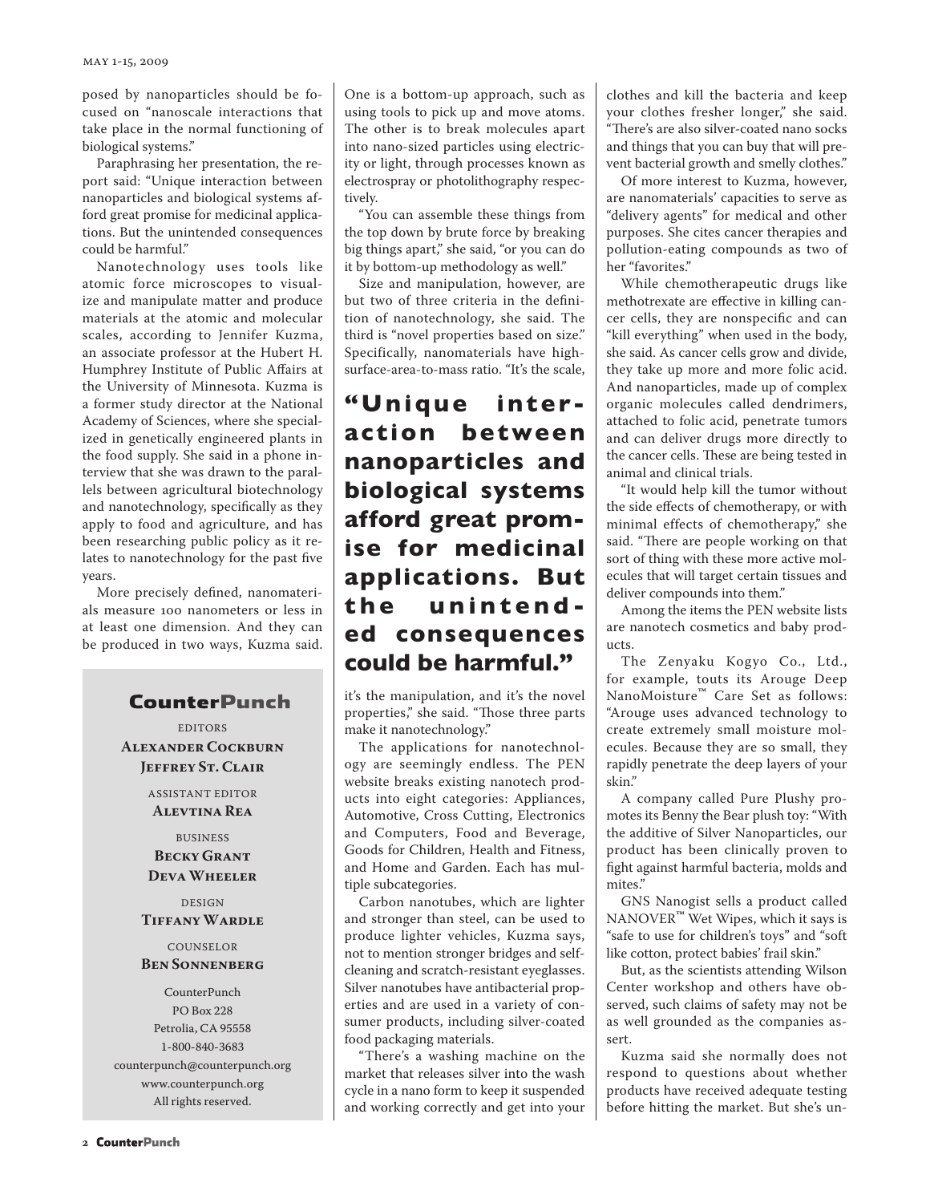posed by nanoparticles should be focused on "nanoscale interactions that take place in the normal functioning of biological systems."

Paraphrasing her presentation, the report said: "Unique interaction between nanoparticles and biological systems afford great promise for medicinal applications. But the unintended consequences could be harmful."

Nanotechnology uses tools like atomic force microscopes to visualize and manipulate matter and produce materials at the atomic and molecular scales, according to Jennifer Kuzma, an associate professor at the Hubert H. Humphrey Institute of Public Affairs at the University of Minnesota. Kuzma is a former study director at the National Academy of Sciences, where she specialized in genetically engineered plants in the food supply. She said in a phone interview that she was drawn to the parallels between agricultural biotechnology and nanotechnology, specifically as they apply to food and agriculture, and has been researching public policy as it relates to nanotechnology for the past five years.

More precisely defined, nanomaterials measure 100 nanometers or less in at least one dimension. And they can be produced in two ways, Kuzma said. One is a bottom-up approach, such as using tools to pick up and move atoms. The other is to break molecules apart into nano-sized particles using electricity or light, through processes known as electrospray or photolithography respectively.

"You can assemble these things from the top down by brute force by breaking big things apart," she said, "or you can do it by bottom-up methodology as well."

Size and manipulation, however, are but two of three criteria in the definition of nanotechnology, she said. The third is "novel properties based on size." Specifically, nanomaterials have high-surface-area-to-mass ratio. "It's the scale, it's the manipulation, and it's the novel properties," she said. "Those three parts make it nanotechnology."

**"Unique interaction between nanoparticles and biological systems afford great promise for medicinal applications. But the unintended consequences could be harmful."**

The applications for nanotechnology are seemingly endless. The PEN website breaks existing nanotech products into eight categories: Appliances, Automotive, Cross Cutting, Electronics and Computers, Food and Beverage, Goods for Children, Health and Fitness, and Home and Garden. Each has multiple subcategories.

Carbon nanotubes, which are lighter and stronger than steel, can be used to produce lighter vehicles, Kuzma says, not to mention stronger bridges and self-cleaning and scratch-resistant eyeglasses. Silver nanotubes have antibacterial properties and are used in a variety of consumer products, including silver-coated food packaging materials.

"There's a washing machine on the market that releases silver into the wash cycle in a nano form to keep it suspended and working correctly and get into your clothes and kill the bacteria and keep your clothes fresher longer," she said. "There's also silver-coated nano socks and things that you can buy that will prevent bacterial growth and smelly clothes."

Of more interest to Kuzma, however, are nanomaterials' capacities to serve as "delivery agents" for medical and other purposes. She cites cancer therapies and pollution-eating compounds as two of her "favorites."

While chemotherapeutic drugs like methotrexate are effective in killing cancer cells, they are nonspecific and can "kill everything" when used in the body, she said. As cancer cells grow and divide, they take up more and more folic acid. And nanoparticles, made up of complex organic molecules called dendrimers, attached to folic acid, penetrate tumors and can deliver drugs more directly to the cancer cells. These are being tested in animal and clinical trials.

"It would help kill the tumor without the side effects of chemotherapy, or with minimal effects of chemotherapy," she said. "There are people working on that sort of thing with these more active molecules that will target certain tissues and deliver compounds into them."

Among the items the PEN website lists are nanotech cosmetics and baby products.

The Zenyaku Kogyo Co., Ltd., for example, touts its Arouge Deep NanoMoisture™ Care Set as follows: "Arouge uses advanced technology to create extremely small moisture molecules. Because they are so small, they rapidly penetrate the deep layers of your skin."

A company called Pure Plushy promotes its Benny the Bear plush toy: "With the additive of Silver Nanoparticles, our product has been clinically proven to fight against harmful bacteria, molds and mites."

GNS Nanogist sells a product called NANOVER™ Wet Wipes, which it says is "safe to use for children's toys" and "soft like cotton, protect babies' frail skin."

But, as the scientists attending Wilson Center workshop and others have observed, such claims of safety may not be as well grounded as the companies assert.

Kuzma said she normally does not respond to questions about whether products have received adequate testing before hitting the market. But she's un-

---

## CounterPunch

EDITORS
**Alexander Cockburn**
**Jeffrey St. Clair**

ASSISTANT EDITOR
**Alevtina Rea**

BUSINESS
**Becky Grant**
**Deva Wheeler**

DESIGN
**Tiffany Wardle**

COUNSELOR
**Ben Sonnenberg**

CounterPunch
PO Box 228
Petrolia, CA 95558
1-800-840-3683
counterpunch@counterpunch.org
www.counterpunch.org
All rights reserved.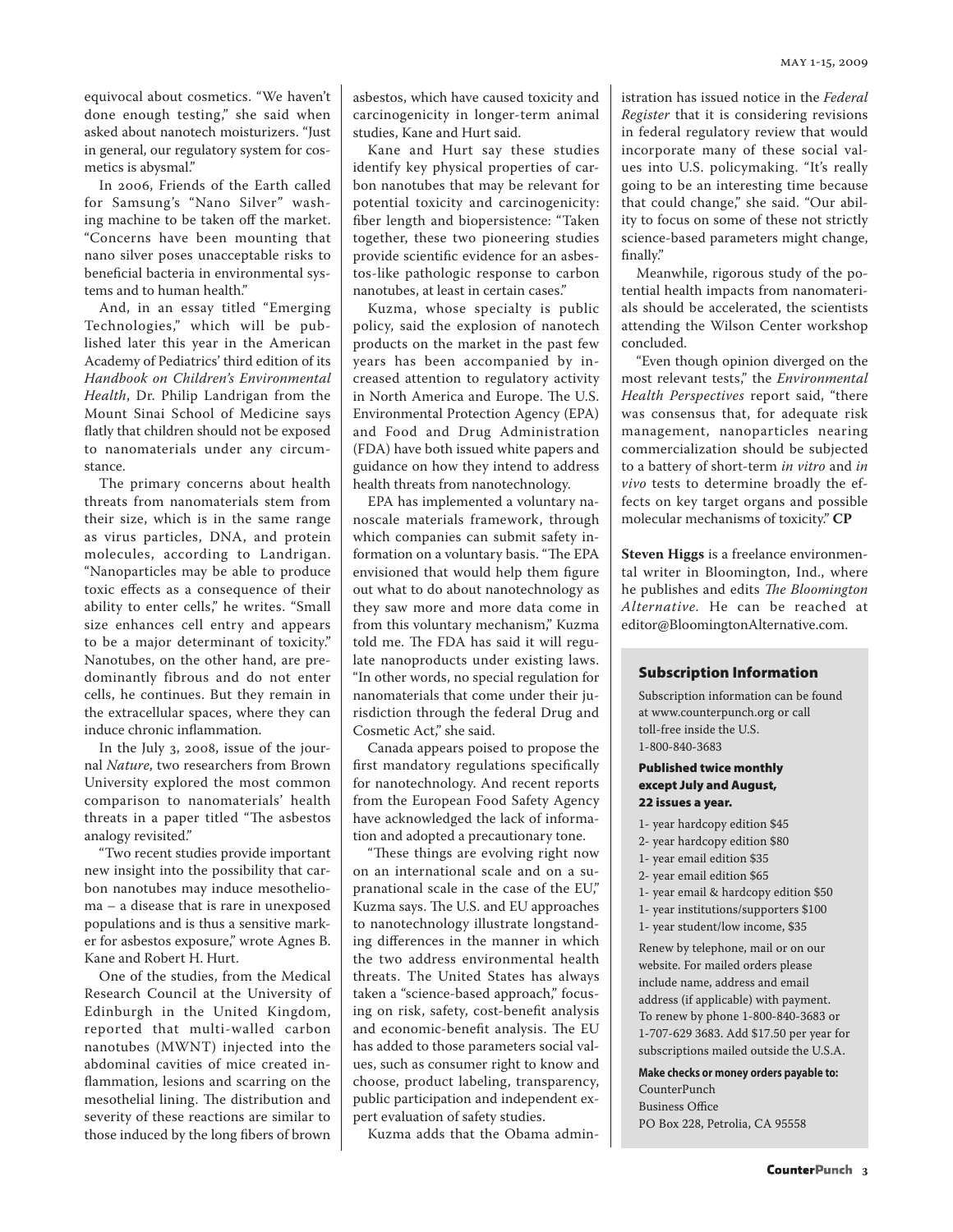equivocal about cosmetics. "We haven't done enough testing," she said when asked about nanotech moisturizers. "Just in general, our regulatory system for cosmetics is abysmal."

In 2006, Friends of the Earth called for Samsung's "Nano Silver" washing machine to be taken off the market. "Concerns have been mounting that nano silver poses unacceptable risks to beneficial bacteria in environmental systems and to human health."

And, in an essay titled "Emerging Technologies," which will be published later this year in the American Academy of Pediatrics' third edition of its *Handbook on Children's Environmental Health*, Dr. Philip Landrigan from the Mount Sinai School of Medicine says flatly that children should not be exposed to nanomaterials under any circumstance.

The primary concerns about health threats from nanomaterials stem from their size, which is in the same range as virus particles, DNA, and protein molecules, according to Landrigan. "Nanoparticles may be able to produce toxic effects as a consequence of their ability to enter cells," he writes. "Small size enhances cell entry and appears to be a major determinant of toxicity." Nanotubes, on the other hand, are predominantly fibrous and do not enter cells, he continues. But they remain in the extracellular spaces, where they can induce chronic inflammation.

In the July 3, 2008, issue of the journal *Nature*, two researchers from Brown University explored the most common comparison to nanomaterials' health threats in a paper titled "The asbestos analogy revisited."

"Two recent studies provide important new insight into the possibility that carbon nanotubes may induce mesothelioma – a disease that is rare in unexposed populations and is thus a sensitive marker for asbestos exposure," wrote Agnes B. Kane and Robert H. Hurt.

One of the studies, from the Medical Research Council at the University of Edinburgh in the United Kingdom, reported that multi-walled carbon nanotubes (MWNT) injected into the abdominal cavities of mice created inflammation, lesions and scarring on the mesothelial lining. The distribution and severity of these reactions are similar to those induced by the long fibers of brown asbestos, which have caused toxicity and carcinogenicity in longer-term animal studies, Kane and Hurt said.

Kane and Hurt say these studies identify key physical properties of carbon nanotubes that may be relevant for potential toxicity and carcinogenicity: fiber length and biopersistence: "Taken together, these two pioneering studies provide scientific evidence for an asbestos-like pathologic response to carbon nanotubes, at least in certain cases."

Kuzma, whose specialty is public policy, said the explosion of nanotech products on the market in the past few years has been accompanied by increased attention to regulatory activity in North America and Europe. The U.S. Environmental Protection Agency (EPA) and Food and Drug Administration (FDA) have both issued white papers and guidance on how they intend to address health threats from nanotechnology.

EPA has implemented a voluntary nanoscale materials framework, through which companies can submit safety information on a voluntary basis. "The EPA envisioned that would help them figure out what to do about nanotechnology as they saw more and more data come in from this voluntary mechanism," Kuzma told me. The FDA has said it will regulate nanoproducts under existing laws. "In other words, no special regulation for nanomaterials that come under their jurisdiction through the federal Drug and Cosmetic Act," she said.

Canada appears poised to propose the first mandatory regulations specifically for nanotechnology. And recent reports from the European Food Safety Agency have acknowledged the lack of information and adopted a precautionary tone.

"These things are evolving right now on an international scale and on a supranational scale in the case of the EU," Kuzma says. The U.S. and EU approaches to nanotechnology illustrate longstanding differences in the manner in which the two address environmental health threats. The United States has always taken a "science-based approach," focusing on risk, safety, cost-benefit analysis and economic-benefit analysis. The EU has added to those parameters social values, such as consumer right to know and choose, product labeling, transparency, public participation and independent expert evaluation of safety studies.

Kuzma adds that the Obama administration has issued notice in the *Federal Register* that it is considering revisions in federal regulatory review that would incorporate many of these social values into U.S. policymaking. "It's really going to be an interesting time because that could change," she said. "Our ability to focus on some of these not strictly science-based parameters might change, finally."

Meanwhile, rigorous study of the potential health impacts from nanomaterials should be accelerated, the scientists attending the Wilson Center workshop concluded.

"Even though opinion diverged on the most relevant tests," the *Environmental Health Perspectives* report said, "there was consensus that, for adequate risk management, nanoparticles nearing commercialization should be subjected to a battery of short-term *in vitro* and *in vivo* tests to determine broadly the effects on key target organs and possible molecular mechanisms of toxicity." **CP**

**Steven Higgs** is a freelance environmental writer in Bloomington, Ind., where he publishes and edits *The Bloomington Alternative*. He can be reached at editor@BloomingtonAlternative.com.

## Subscription Information

Subscription information can be found at www.counterpunch.org or call toll-free inside the U.S. 1-800-840-3683

**Published twice monthly except July and August, 22 issues a year.**

- 1- year hardcopy edition $45
- 2- year hardcopy edition $80
- 1- year email edition $35
- 2- year email edition $65
- 1- year email & hardcopy edition $50
- 1- year institutions/supporters $100
- 1- year student/low income, $35

Renew by telephone, mail or on our website. For mailed orders please include name, address and email address (if applicable) with payment. To renew by phone 1-800-840-3683 or 1-707-629 3683. Add $17.50 per year for subscriptions mailed outside the U.S.A.

**Make checks or money orders payable to:**
CounterPunch
Business Office
PO Box 228, Petrolia, CA 95558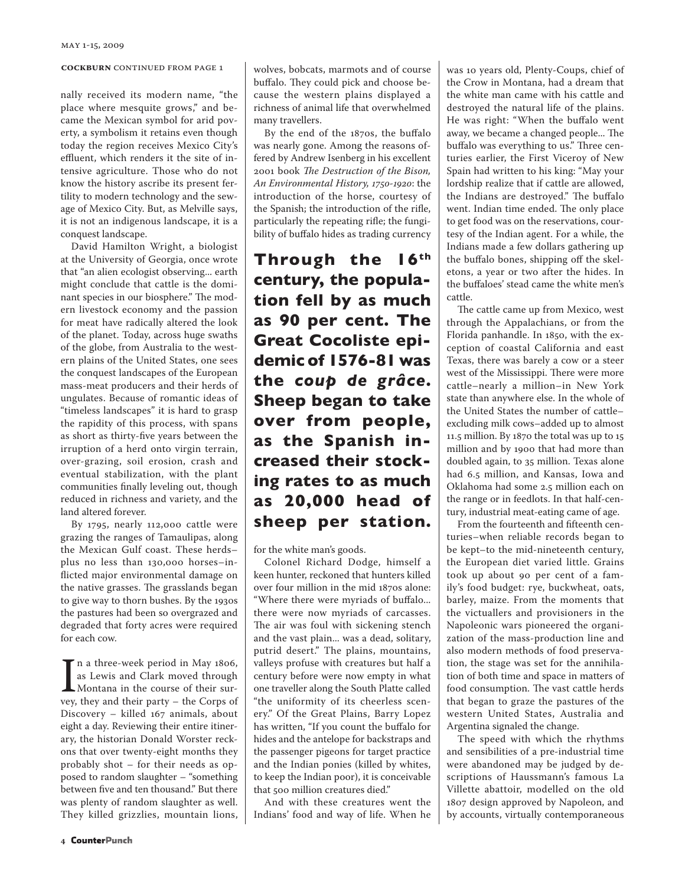**COCKBURN** CONTINUED FROM PAGE 1

nally received its modern name, "the place where mesquite grows," and became the Mexican symbol for arid poverty, a symbolism it retains even though today the region receives Mexico City's effluent, which renders it the site of intensive agriculture. Those who do not know the history ascribe its present fertility to modern technology and the sewage of Mexico City. But, as Melville says, it is not an indigenous landscape, it is a conquest landscape.

David Hamilton Wright, a biologist at the University of Georgia, once wrote that "an alien ecologist observing... earth might conclude that cattle is the dominant species in our biosphere." The modern livestock economy and the passion for meat have radically altered the look of the planet. Today, across huge swaths of the globe, from Australia to the western plains of the United States, one sees the conquest landscapes of the European mass-meat producers and their herds of ungulates. Because of romantic ideas of "timeless landscapes" it is hard to grasp the rapidity of this process, with spans as short as thirty-five years between the irruption of a herd onto virgin terrain, over-grazing, soil erosion, crash and eventual stabilization, with the plant communities finally leveling out, though reduced in richness and variety, and the land altered forever.

By 1795, nearly 112,000 cattle were grazing the ranges of Tamaulipas, along the Mexican Gulf coast. These herds–plus no less than 130,000 horses–inflicted major environmental damage on the native grasses. The grasslands began to give way to thorn bushes. By the 1930s the pastures had been so overgrazed and degraded that forty acres were required for each cow.

In a three-week period in May 1806, as Lewis and Clark moved through Montana in the course of their survey, they and their party – the Corps of Discovery – killed 167 animals, about eight a day. Reviewing their entire itinerary, the historian Donald Worster reckons that over twenty-eight months they probably shot – for their needs as opposed to random slaughter – "something between five and ten thousand." But there was plenty of random slaughter as well. They killed grizzlies, mountain lions, wolves, bobcats, marmots and of course buffalo. They could pick and choose because the western plains displayed a richness of animal life that overwhelmed many travellers.

By the end of the 1870s, the buffalo was nearly gone. Among the reasons offered by Andrew Isenberg in his excellent 2001 book *The Destruction of the Bison, An Environmental History, 1750-1920*: the introduction of the horse, courtesy of the Spanish; the introduction of the rifle, particularly the repeating rifle; the fungibility of buffalo hides as trading currency for the white man's goods.

**Through the 16th century, the population fell by as much as 90 per cent. The Great Cocoliste epidemic of 1576-81 was the *coup de grâce*. Sheep began to take over from people, as the Spanish increased their stocking rates to as much as 20,000 head of sheep per station.**

Colonel Richard Dodge, himself a keen hunter, reckoned that hunters killed over four million in the mid 1870s alone: "Where there were myriads of buffalo... there were now myriads of carcasses. The air was foul with sickening stench and the vast plain... was a dead, solitary, putrid desert." The plains, mountains, valleys profuse with creatures but half a century before were now empty in what one traveller along the South Platte called "the uniformity of its cheerless scenery." Of the Great Plains, Barry Lopez has written, "If you count the buffalo for hides and the antelope for backstraps and the passenger pigeons for target practice and the Indian ponies (killed by whites, to keep the Indian poor), it is conceivable that 500 million creatures died."

And with these creatures went the Indians' food and way of life. When he was 10 years old, Plenty-Coups, chief of the Crow in Montana, had a dream that the white man came with his cattle and destroyed the natural life of the plains. He was right: "When the buffalo went away, we became a changed people... The buffalo was everything to us." Three centuries earlier, the First Viceroy of New Spain had written to his king: "May your lordship realize that if cattle are allowed, the Indians are destroyed." The buffalo went. Indian time ended. The only place to get food was on the reservations, courtesy of the Indian agent. For a while, the Indians made a few dollars gathering up the buffalo bones, shipping off the skeletons, a year or two after the hides. In the buffaloes' stead came the white men's cattle.

The cattle came up from Mexico, west through the Appalachians, or from the Florida panhandle. In 1850, with the exception of coastal California and east Texas, there was barely a cow or a steer west of the Mississippi. There were more cattle–nearly a million–in New York state than anywhere else. In the whole of the United States the number of cattle–excluding milk cows–added up to almost 11.5 million. By 1870 the total was up to 15 million and by 1900 that had more than doubled again, to 35 million. Texas alone had 6.5 million, and Kansas, Iowa and Oklahoma had some 2.5 million each on the range or in feedlots. In that half-century, industrial meat-eating came of age.

From the fourteenth and fifteenth centuries–when reliable records began to be kept–to the mid-nineteenth century, the European diet varied little. Grains took up about 90 per cent of a family's food budget: rye, buckwheat, oats, barley, maize. From the moments that the victuallers and provisioners in the Napoleonic wars pioneered the organization of the mass-production line and also modern methods of food preservation, the stage was set for the annihilation of both time and space in matters of food consumption. The vast cattle herds that began to graze the pastures of the western United States, Australia and Argentina signaled the change.

The speed with which the rhythms and sensibilities of a pre-industrial time were abandoned may be judged by descriptions of Haussmann's famous La Villette abattoir, modelled on the old 1807 design approved by Napoleon, and by accounts, virtually contemporaneous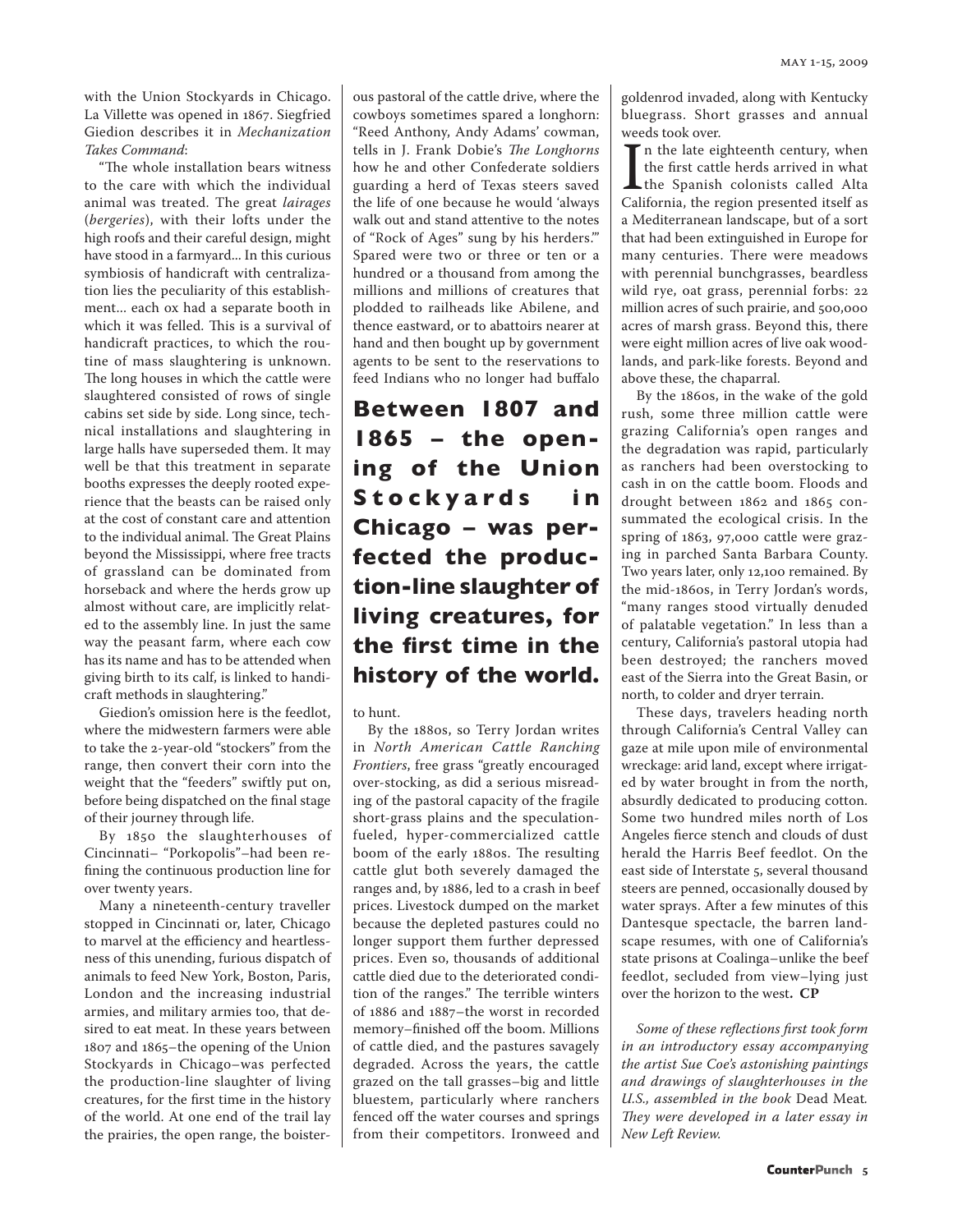with the Union Stockyards in Chicago. La Villette was opened in 1867. Siegfried Giedion describes it in *Mechanization Takes Command*:

"The whole installation bears witness to the care with which the individual animal was treated. The great *lairages* (*bergeries*), with their lofts under the high roofs and their careful design, might have stood in a farmyard... In this curious symbiosis of handicraft with centralization lies the peculiarity of this establishment... each ox had a separate booth in which it was felled. This is a survival of handicraft practices, to which the routine of mass slaughtering is unknown. The long houses in which the cattle were slaughtered consisted of rows of single cabins set side by side. Long since, technical installations and slaughtering in large halls have superseded them. It may well be that this treatment in separate booths expresses the deeply rooted experience that the beasts can be raised only at the cost of constant care and attention to the individual animal. The Great Plains beyond the Mississippi, where free tracts of grassland can be dominated from horseback and where the herds grow up almost without care, are implicitly related to the assembly line. In just the same way the peasant farm, where each cow has its name and has to be attended when giving birth to its calf, is linked to handicraft methods in slaughtering."

Giedion's omission here is the feedlot, where the midwestern farmers were able to take the 2-year-old "stockers" from the range, then convert their corn into the weight that the "feeders" swiftly put on, before being dispatched on the final stage of their journey through life.

By 1850 the slaughterhouses of Cincinnati– "Porkopolis"–had been refining the continuous production line for over twenty years.

Many a nineteenth-century traveller stopped in Cincinnati or, later, Chicago to marvel at the efficiency and heartlessness of this unending, furious dispatch of animals to feed New York, Boston, Paris, London and the increasing industrial armies, and military armies too, that desired to eat meat. In these years between 1807 and 1865–the opening of the Union Stockyards in Chicago–was perfected the production-line slaughter of living creatures, for the first time in the history of the world. At one end of the trail lay the prairies, the open range, the boisterous pastoral of the cattle drive, where the cowboys sometimes spared a longhorn: "Reed Anthony, Andy Adams' cowman, tells in J. Frank Dobie's *The Longhorns* how he and other Confederate soldiers guarding a herd of Texas steers saved the life of one because he would 'always walk out and stand attentive to the notes of "Rock of Ages" sung by his herders.'" Spared were two or three or ten or a hundred or a thousand from among the millions and millions of creatures that plodded to railheads like Abilene, and thence eastward, or to abattoirs nearer at hand and then bought up by government agents to be sent to the reservations to feed Indians who no longer had buffalo to hunt.

**Between 1807 and 1865 – the opening of the Union Stockyards in Chicago – was perfected the production-line slaughter of living creatures, for the first time in the history of the world.**

By the 1880s, so Terry Jordan writes in *North American Cattle Ranching Frontiers*, free grass "greatly encouraged over-stocking, as did a serious misreading of the pastoral capacity of the fragile short-grass plains and the speculation-fueled, hyper-commercialized cattle boom of the early 1880s. The resulting cattle glut both severely damaged the ranges and, by 1886, led to a crash in beef prices. Livestock dumped on the market because the depleted pastures could no longer support them further depressed prices. Even so, thousands of additional cattle died due to the deteriorated condition of the ranges." The terrible winters of 1886 and 1887–the worst in recorded memory–finished off the boom. Millions of cattle died, and the pastures savagely degraded. Across the years, the cattle grazed on the tall grasses–big and little bluestem, particularly where ranchers fenced off the water courses and springs from their competitors. Ironweed and goldenrod invaded, along with Kentucky bluegrass. Short grasses and annual weeds took over.

In the late eighteenth century, when the first cattle herds arrived in what the Spanish colonists called Alta California, the region presented itself as a Mediterranean landscape, but of a sort that had been extinguished in Europe for many centuries. There were meadows with perennial bunchgrasses, beardless wild rye, oat grass, perennial forbs: 22 million acres of such prairie, and 500,000 acres of marsh grass. Beyond this, there were eight million acres of live oak woodlands, and park-like forests. Beyond and above these, the chaparral.

By the 1860s, in the wake of the gold rush, some three million cattle were grazing California's open ranges and the degradation was rapid, particularly as ranchers had been overstocking to cash in on the cattle boom. Floods and drought between 1862 and 1865 consummated the ecological crisis. In the spring of 1863, 97,000 cattle were grazing in parched Santa Barbara County. Two years later, only 12,100 remained. By the mid-1860s, in Terry Jordan's words, "many ranges stood virtually denuded of palatable vegetation." In less than a century, California's pastoral utopia had been destroyed; the ranchers moved east of the Sierra into the Great Basin, or north, to colder and dryer terrain.

These days, travelers heading north through California's Central Valley can gaze at mile upon mile of environmental wreckage: arid land, except where irrigated by water brought in from the north, absurdly dedicated to producing cotton. Some two hundred miles north of Los Angeles fierce stench and clouds of dust herald the Harris Beef feedlot. On the east side of Interstate 5, several thousand steers are penned, occasionally doused by water sprays. After a few minutes of this Dantesque spectacle, the barren landscape resumes, with one of California's state prisons at Coalinga–unlike the beef feedlot, secluded from view–lying just over the horizon to the west. **CP**

*Some of these reflections first took form in an introductory essay accompanying the artist Sue Coe's astonishing paintings and drawings of slaughterhouses in the U.S., assembled in the book* Dead Meat*. They were developed in a later essay in New Left Review.*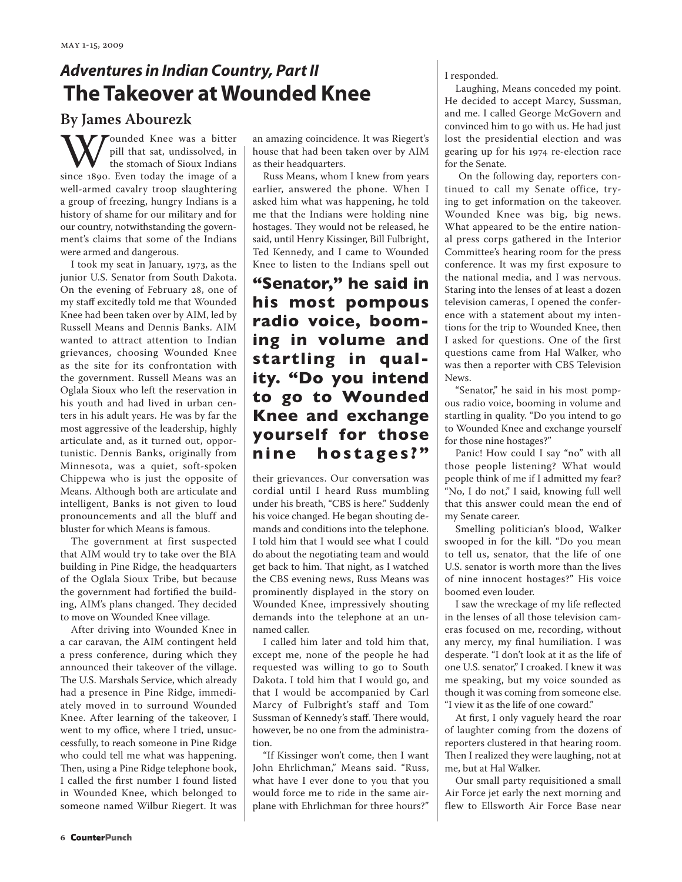## *Adventures in Indian Country, Part II*

# The Takeover at Wounded Knee

### By James Abourezk

Wounded Knee was a bitter pill that sat, undissolved, in the stomach of Sioux Indians since 1890. Even today the image of a well-armed cavalry troop slaughtering a group of freezing, hungry Indians is a history of shame for our military and for our country, notwithstanding the government's claims that some of the Indians were armed and dangerous.

I took my seat in January, 1973, as the junior U.S. Senator from South Dakota. On the evening of February 28, one of my staff excitedly told me that Wounded Knee had been taken over by AIM, led by Russell Means and Dennis Banks. AIM wanted to attract attention to Indian grievances, choosing Wounded Knee as the site for its confrontation with the government. Russell Means was an Oglala Sioux who left the reservation in his youth and had lived in urban centers in his adult years. He was by far the most aggressive of the leadership, highly articulate and, as it turned out, opportunistic. Dennis Banks, originally from Minnesota, was a quiet, soft-spoken Chippewa who is just the opposite of Means. Although both are articulate and intelligent, Banks is not given to loud pronouncements and all the bluff and bluster for which Means is famous.

The government at first suspected that AIM would try to take over the BIA building in Pine Ridge, the headquarters of the Oglala Sioux Tribe, but because the government had fortified the building, AIM's plans changed. They decided to move on Wounded Knee village.

After driving into Wounded Knee in a car caravan, the AIM contingent held a press conference, during which they announced their takeover of the village. The U.S. Marshals Service, which already had a presence in Pine Ridge, immediately moved in to surround Wounded Knee. After learning of the takeover, I went to my office, where I tried, unsuccessfully, to reach someone in Pine Ridge who could tell me what was happening. Then, using a Pine Ridge telephone book, I called the first number I found listed in Wounded Knee, which belonged to someone named Wilbur Riegert. It was an amazing coincidence. It was Riegert's house that had been taken over by AIM as their headquarters.

Russ Means, whom I knew from years earlier, answered the phone. When I asked him what was happening, he told me that the Indians were holding nine hostages. They would not be released, he said, until Henry Kissinger, Bill Fulbright, Ted Kennedy, and I came to Wounded Knee to listen to the Indians spell out their grievances. Our conversation was cordial until I heard Russ mumbling under his breath, "CBS is here." Suddenly his voice changed. He began shouting demands and conditions into the telephone. I told him that I would see what I could do about the negotiating team and would get back to him. That night, as I watched the CBS evening news, Russ Means was prominently displayed in the story on Wounded Knee, impressively shouting demands into the telephone at an unnamed caller.

**"Senator," he said in his most pompous radio voice, booming in volume and startling in quality. "Do you intend to go to Wounded Knee and exchange yourself for those nine hostages?"**

I called him later and told him that, except me, none of the people he had requested was willing to go to South Dakota. I told him that I would go, and that I would be accompanied by Carl Marcy of Fulbright's staff and Tom Sussman of Kennedy's staff. There would, however, be no one from the administration.

"If Kissinger won't come, then I want John Ehrlichman," Means said. "Russ, what have I ever done to you that you would force me to ride in the same airplane with Ehrlichman for three hours?" I responded.

Laughing, Means conceded my point. He decided to accept Marcy, Sussman, and me. I called George McGovern and convinced him to go with us. He had just lost the presidential election and was gearing up for his 1974 re-election race for the Senate.

On the following day, reporters continued to call my Senate office, trying to get information on the takeover. Wounded Knee was big, big news. What appeared to be the entire national press corps gathered in the Interior Committee's hearing room for the press conference. It was my first exposure to the national media, and I was nervous. Staring into the lenses of at least a dozen television cameras, I opened the conference with a statement about my intentions for the trip to Wounded Knee, then I asked for questions. One of the first questions came from Hal Walker, who was then a reporter with CBS Television News.

"Senator," he said in his most pompous radio voice, booming in volume and startling in quality. "Do you intend to go to Wounded Knee and exchange yourself for those nine hostages?"

Panic! How could I say "no" with all those people listening? What would people think of me if I admitted my fear? "No, I do not," I said, knowing full well that this answer could mean the end of my Senate career.

Smelling politician's blood, Walker swooped in for the kill. "Do you mean to tell us, senator, that the life of one U.S. senator is worth more than the lives of nine innocent hostages?" His voice boomed even louder.

I saw the wreckage of my life reflected in the lenses of all those television cameras focused on me, recording, without any mercy, my final humiliation. I was desperate. "I don't look at it as the life of one U.S. senator," I croaked. I knew it was me speaking, but my voice sounded as though it was coming from someone else. "I view it as the life of one coward."

At first, I only vaguely heard the roar of laughter coming from the dozens of reporters clustered in that hearing room. Then I realized they were laughing, not at me, but at Hal Walker.

Our small party requisitioned a small Air Force jet early the next morning and flew to Ellsworth Air Force Base near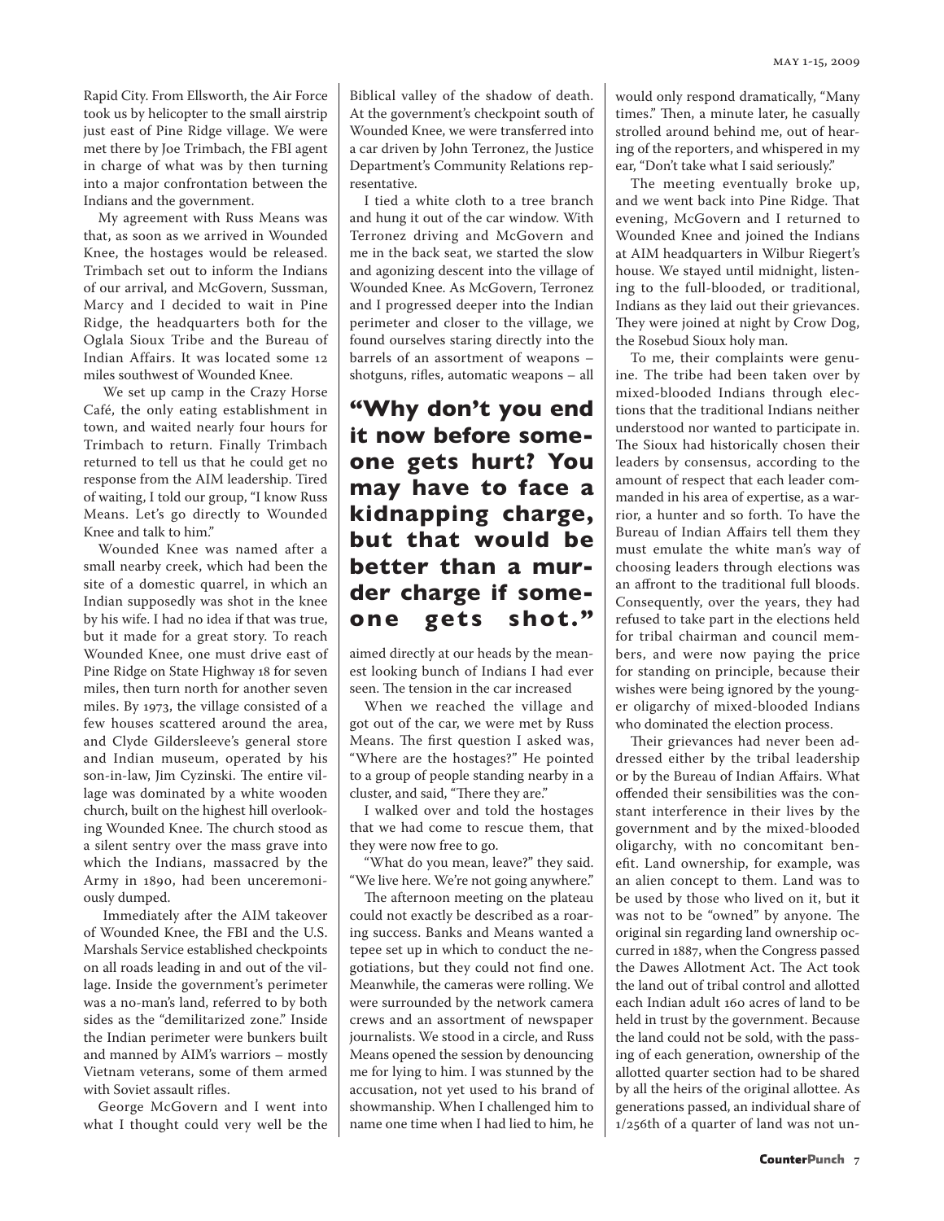Rapid City. From Ellsworth, the Air Force took us by helicopter to the small airstrip just east of Pine Ridge village. We were met there by Joe Trimbach, the FBI agent in charge of what was by then turning into a major confrontation between the Indians and the government.

My agreement with Russ Means was that, as soon as we arrived in Wounded Knee, the hostages would be released. Trimbach set out to inform the Indians of our arrival, and McGovern, Sussman, Marcy and I decided to wait in Pine Ridge, the headquarters both for the Oglala Sioux Tribe and the Bureau of Indian Affairs. It was located some 12 miles southwest of Wounded Knee.

We set up camp in the Crazy Horse Café, the only eating establishment in town, and waited nearly four hours for Trimbach to return. Finally Trimbach returned to tell us that he could get no response from the AIM leadership. Tired of waiting, I told our group, "I know Russ Means. Let's go directly to Wounded Knee and talk to him."

Wounded Knee was named after a small nearby creek, which had been the site of a domestic quarrel, in which an Indian supposedly was shot in the knee by his wife. I had no idea if that was true, but it made for a great story. To reach Wounded Knee, one must drive east of Pine Ridge on State Highway 18 for seven miles, then turn north for another seven miles. By 1973, the village consisted of a few houses scattered around the area, and Clyde Gildersleeve's general store and Indian museum, operated by his son-in-law, Jim Cyzinski. The entire village was dominated by a white wooden church, built on the highest hill overlooking Wounded Knee. The church stood as a silent sentry over the mass grave into which the Indians, massacred by the Army in 1890, had been unceremoniously dumped.

Immediately after the AIM takeover of Wounded Knee, the FBI and the U.S. Marshals Service established checkpoints on all roads leading in and out of the village. Inside the government's perimeter was a no-man's land, referred to by both sides as the "demilitarized zone." Inside the Indian perimeter were bunkers built and manned by AIM's warriors – mostly Vietnam veterans, some of them armed with Soviet assault rifles.

George McGovern and I went into what I thought could very well be the Biblical valley of the shadow of death. At the government's checkpoint south of Wounded Knee, we were transferred into a car driven by John Terronez, the Justice Department's Community Relations representative.

I tied a white cloth to a tree branch and hung it out of the car window. With Terronez driving and McGovern and me in the back seat, we started the slow and agonizing descent into the village of Wounded Knee. As McGovern, Terronez and I progressed deeper into the Indian perimeter and closer to the village, we found ourselves staring directly into the barrels of an assortment of weapons – shotguns, rifles, automatic weapons – all aimed directly at our heads by the meanest looking bunch of Indians I had ever seen. The tension in the car increased

**"Why don't you end it now before someone gets hurt? You may have to face a kidnapping charge, but that would be better than a murder charge if someone gets shot."**

When we reached the village and got out of the car, we were met by Russ Means. The first question I asked was, "Where are the hostages?" He pointed to a group of people standing nearby in a cluster, and said, "There they are."

I walked over and told the hostages that we had come to rescue them, that they were now free to go.

"What do you mean, leave?" they said. "We live here. We're not going anywhere."

The afternoon meeting on the plateau could not exactly be described as a roaring success. Banks and Means wanted a tepee set up in which to conduct the negotiations, but they could not find one. Meanwhile, the cameras were rolling. We were surrounded by the network camera crews and an assortment of newspaper journalists. We stood in a circle, and Russ Means opened the session by denouncing me for lying to him. I was stunned by the accusation, not yet used to his brand of showmanship. When I challenged him to name one time when I had lied to him, he would only respond dramatically, "Many times." Then, a minute later, he casually strolled around behind me, out of hearing of the reporters, and whispered in my ear, "Don't take what I said seriously."

The meeting eventually broke up, and we went back into Pine Ridge. That evening, McGovern and I returned to Wounded Knee and joined the Indians at AIM headquarters in Wilbur Riegert's house. We stayed until midnight, listening to the full-blooded, or traditional, Indians as they laid out their grievances. They were joined at night by Crow Dog, the Rosebud Sioux holy man.

To me, their complaints were genuine. The tribe had been taken over by mixed-blooded Indians through elections that the traditional Indians neither understood nor wanted to participate in. The Sioux had historically chosen their leaders by consensus, according to the amount of respect that each leader commanded in his area of expertise, as a warrior, a hunter and so forth. To have the Bureau of Indian Affairs tell them they must emulate the white man's way of choosing leaders through elections was an affront to the traditional full bloods. Consequently, over the years, they had refused to take part in the elections held for tribal chairman and council members, and were now paying the price for standing on principle, because their wishes were being ignored by the younger oligarchy of mixed-blooded Indians who dominated the election process.

Their grievances had never been addressed either by the tribal leadership or by the Bureau of Indian Affairs. What offended their sensibilities was the constant interference in their lives by the government and by the mixed-blooded oligarchy, with no concomitant benefit. Land ownership, for example, was an alien concept to them. Land was to be used by those who lived on it, but it was not to be "owned" by anyone. The original sin regarding land ownership occurred in 1887, when the Congress passed the Dawes Allotment Act. The Act took the land out of tribal control and allotted each Indian adult 160 acres of land to be held in trust by the government. Because the land could not be sold, with the passing of each generation, ownership of the allotted quarter section had to be shared by all the heirs of the original allottee. As generations passed, an individual share of 1/256th of a quarter of land was not un-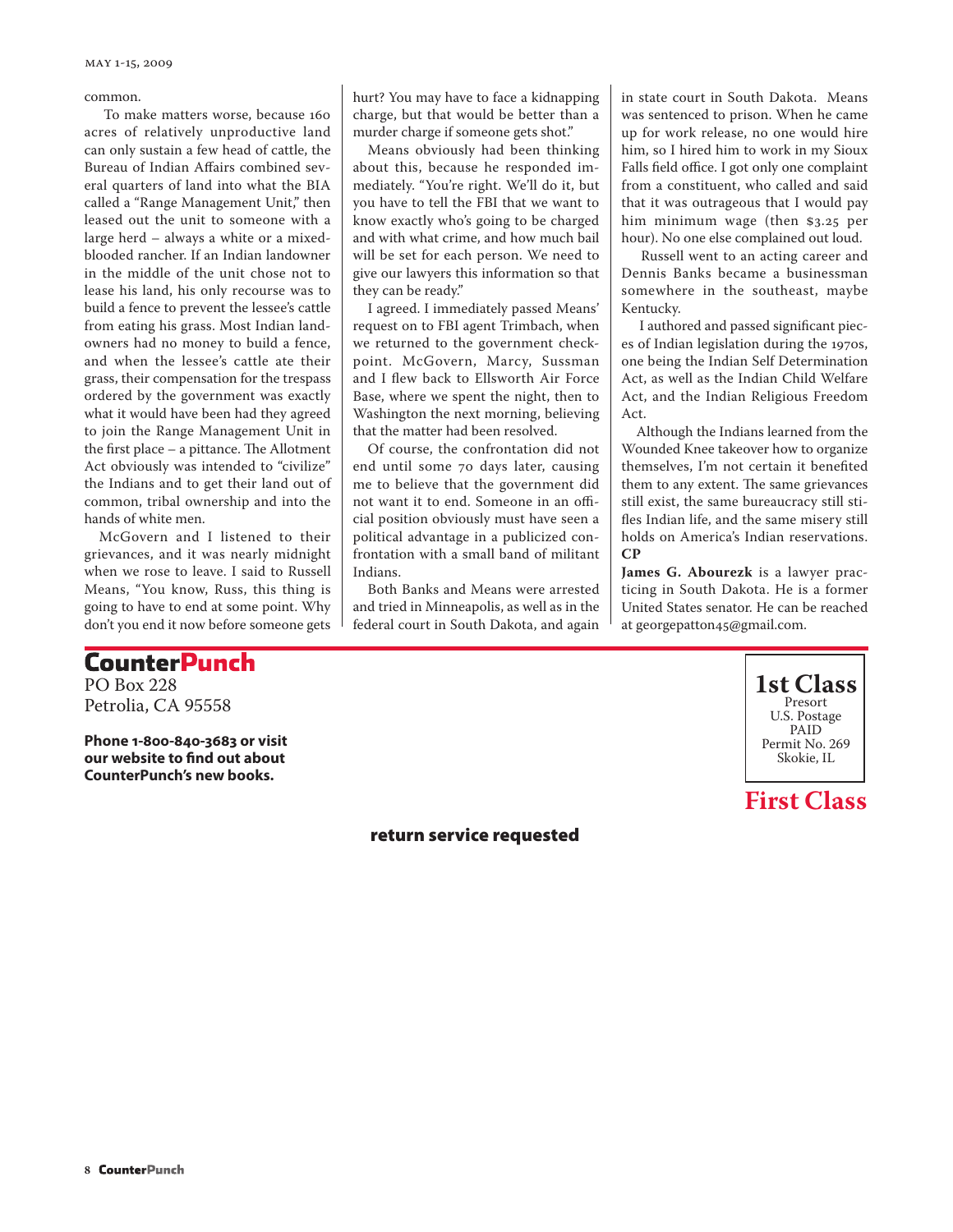common.

To make matters worse, because 160 acres of relatively unproductive land can only sustain a few head of cattle, the Bureau of Indian Affairs combined several quarters of land into what the BIA called a "Range Management Unit," then leased out the unit to someone with a large herd – always a white or a mixed-blooded rancher. If an Indian landowner in the middle of the unit chose not to lease his land, his only recourse was to build a fence to prevent the lessee's cattle from eating his grass. Most Indian landowners had no money to build a fence, and when the lessee's cattle ate their grass, their compensation for the trespass ordered by the government was exactly what it would have been had they agreed to join the Range Management Unit in the first place – a pittance. The Allotment Act obviously was intended to "civilize" the Indians and to get their land out of common, tribal ownership and into the hands of white men.

McGovern and I listened to their grievances, and it was nearly midnight when we rose to leave. I said to Russell Means, "You know, Russ, this thing is going to have to end at some point. Why don't you end it now before someone gets hurt? You may have to face a kidnapping charge, but that would be better than a murder charge if someone gets shot."

Means obviously had been thinking about this, because he responded immediately. "You're right. We'll do it, but you have to tell the FBI that we want to know exactly who's going to be charged and with what crime, and how much bail will be set for each person. We need to give our lawyers this information so that they can be ready."

I agreed. I immediately passed Means' request on to FBI agent Trimbach, when we returned to the government checkpoint. McGovern, Marcy, Sussman and I flew back to Ellsworth Air Force Base, where we spent the night, then to Washington the next morning, believing that the matter had been resolved.

Of course, the confrontation did not end until some 70 days later, causing me to believe that the government did not want it to end. Someone in an official position obviously must have seen a political advantage in a publicized confrontation with a small band of militant Indians.

Both Banks and Means were arrested and tried in Minneapolis, as well as in the federal court in South Dakota, and again in state court in South Dakota. Means was sentenced to prison. When he came up for work release, no one would hire him, so I hired him to work in my Sioux Falls field office. I got only one complaint from a constituent, who called and said that it was outrageous that I would pay him minimum wage (then $3.25 per hour). No one else complained out loud.

Russell went to an acting career and Dennis Banks became a businessman somewhere in the southeast, maybe Kentucky.

I authored and passed significant pieces of Indian legislation during the 1970s, one being the Indian Self Determination Act, as well as the Indian Child Welfare Act, and the Indian Religious Freedom Act.

Although the Indians learned from the Wounded Knee takeover how to organize themselves, I'm not certain it benefited them to any extent. The same grievances still exist, the same bureaucracy still stifles Indian life, and the same misery still holds on America's Indian reservations. **CP**

**James G. Abourezk** is a lawyer practicing in South Dakota. He is a former United States senator. He can be reached at georgepatton45@gmail.com.

**CounterPunch**
PO Box 228
Petrolia, CA 95558

**Phone 1-800-840-3683 or visit our website to find out about CounterPunch's new books.**

**1st Class**
Presort
U.S. Postage
PAID
Permit No. 269
Skokie, IL

**First Class**

**return service requested**